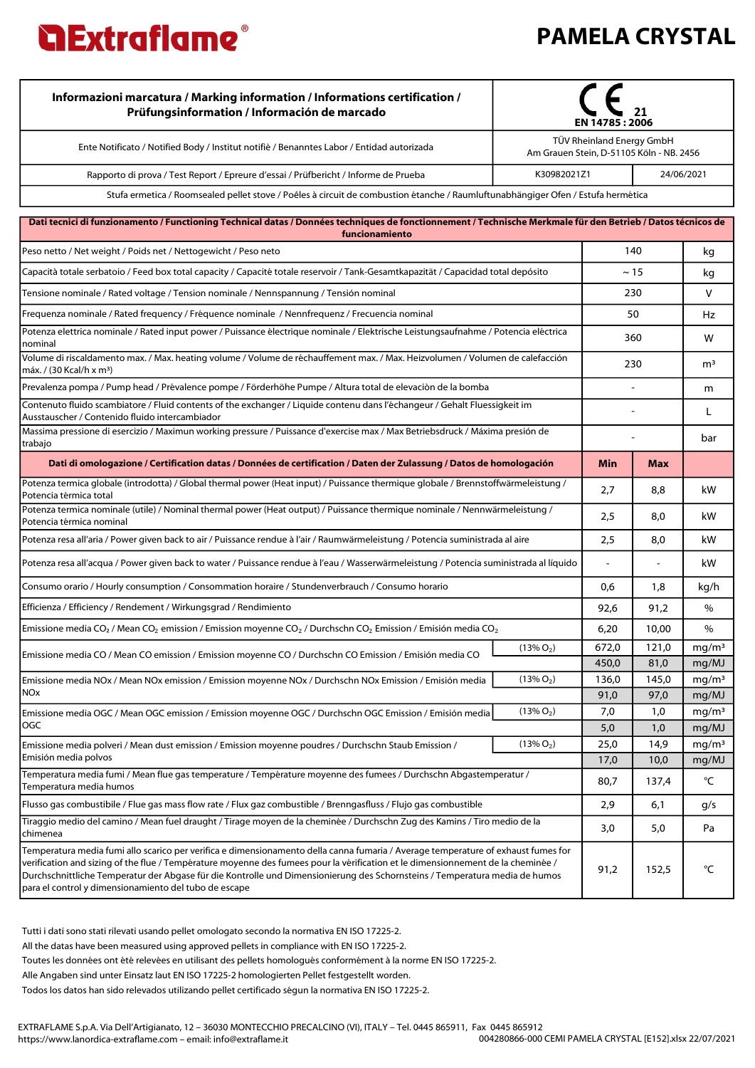# Extraflame

# PAMELA CRYSTAL

| Informazioni marcatura / Marking information / Informations certification / Prüfungsinformation / Información de marcado | CE 21 EN 14785 : 2006 | |
|---|---|---|
| Ente Notificato / Notified Body / Institut notifiè / Benanntes Labor / Entidad autorizada | TÜV Rheinland Energy GmbH Am Grauen Stein, D-51105 Köln - NB. 2456 | |
| Rapporto di prova / Test Report / Epreure d'essai / Prüfbericht / Informe de Prueba | K30982021Z1 | 24/06/2021 |
| Stufa ermetica / Roomsealed pellet stove / Poêles à circuit de combustion ètanche / Raumluftunabhängiger Ofen / Estufa hermética | | |

| Dati tecnici di funzionamento / Functioning Technical datas / Données techniques de fonctionnement / Technische Merkmale für den Betrieb / Datos técnicos de funcionamiento | | | | |
|---|---|---|---|---|
| Peso netto / Net weight / Poids net / Nettogewicht / Peso neto | | 140 | | kg |
| Capacità totale serbatoio / Feed box total capacity / Capacitè totale reservoir / Tank-Gesamtkapazität / Capacidad total depósito | | ~ 15 | | kg |
| Tensione nominale / Rated voltage / Tension nominale / Nennspannung / Tensión nominal | | 230 | | V |
| Frequenza nominale / Rated frequency / Fréquence nominale / Nennfrequenz / Frecuencia nominal | | 50 | | Hz |
| Potenza elettrica nominale / Rated input power / Puissance èlectrique nominale / Elektrische Leistungsaufnahme / Potencia eléctrica nominal | | 360 | | W |
| Volume di riscaldamento max. / Max. heating volume / Volume de rèchauffement max. / Max. Heizvolumen / Volumen de calefacción máx. / (30 Kcal/h x m³) | | 230 | | m³ |
| Prevalenza pompa / Pump head / Prévalence pompe / Förderhöhe Pumpe / Altura total de elevaciòn de la bomba | | - | | m |
| Contenuto fluido scambiatore / Fluid contents of the exchanger / Liquide contenu dans l'échangeur / Gehalt Fluessigkeit im Ausstauscher / Contenido fluido intercambiador | | - | | L |
| Massima pressione di esercizio / Maximun working pressure / Puissance d'exercise max / Max Betriebsdruck / Máxima presión de trabajo | | - | | bar |
| **Dati di omologazione / Certification datas / Données de certification / Daten der Zulassung / Datos de homologación** | | **Min** | **Max** | |
| Potenza termica globale (introdotta) / Global thermal power (Heat input) / Puissance thermique globale / Brennstoffwärmeleistung / Potencia térmica total | | 2,7 | 8,8 | kW |
| Potenza termica nominale (utile) / Nominal thermal power (Heat output) / Puissance thermique nominale / Nennwärmeleistung / Potencia térmica nominal | | 2,5 | 8,0 | kW |
| Potenza resa all'aria / Power given back to air / Puissance rendue à l'air / Raumwärmeleistung / Potencia suministrada al aire | | 2,5 | 8,0 | kW |
| Potenza resa all'acqua / Power given back to water / Puissance rendue à l'eau / Wasserwärmeleistung / Potencia suministrada al líquido | | - | - | kW |
| Consumo orario / Hourly consumption / Consommation horaire / Stundenverbrauch / Consumo horario | | 0,6 | 1,8 | kg/h |
| Efficienza / Efficiency / Rendement / Wirkungsgrad / Rendimiento | | 92,6 | 91,2 | % |
| Emissione media $CO_2$ / Mean $CO_2$ emission / Emission moyenne $CO_2$ / Durchschn $CO_2$ Emission / Emisión media $CO_2$ | | 6,20 | 10,00 | % |
| Emissione media CO / Mean CO emission / Emission moyenne CO / Durchschn CO Emission / Emisión media CO | (13% $O_2$) | 672,0 | 121,0 | mg/m³ |
| | | 450,0 | 81,0 | mg/MJ |
| Emissione media NOx / Mean NOx emission / Emission moyenne NOx / Durchschn NOx Emission / Emisión media NOx | (13% $O_2$) | 136,0 | 145,0 | mg/m³ |
| | | 91,0 | 97,0 | mg/MJ |
| Emissione media OGC / Mean OGC emission / Emission moyenne OGC / Durchschn OGC Emission / Emisión media OGC | (13% $O_2$) | 7,0 | 1,0 | mg/m³ |
| | | 5,0 | 1,0 | mg/MJ |
| Emissione media polveri / Mean dust emission / Emission moyenne poudres / Durchschn Staub Emission / Emisión media polvos | (13% $O_2$) | 25,0 | 14,9 | mg/m³ |
| | | 17,0 | 10,0 | mg/MJ |
| Temperatura media fumi / Mean flue gas temperature / Tempèrature moyenne des fumees / Durchschn Abgastemperatur / Temperatura media humos | | 80,7 | 137,4 | °C |
| Flusso gas combustibile / Flue gas mass flow rate / Flux gaz combustible / Brenngasfluss / Flujo gas combustible | | 2,9 | 6,1 | g/s |
| Tiraggio medio del camino / Mean fuel draught / Tirage moyen de la cheminèe / Durchschn Zug des Kamins / Tiro medio de la chimenea | | 3,0 | 5,0 | Pa |
| Temperatura media fumi allo scarico per verifica e dimensionamento della canna fumaria / Average temperature of exhaust fumes for verification and sizing of the flue / Tempèrature moyenne des fumees pour la vèrification et le dimensionnement de la cheminèe / Durchschnittliche Temperatur der Abgase für die Kontrolle und Dimensionierung des Schornsteins / Temperatura media de humos para el control y dimensionamiento del tubo de escape | | 91,2 | 152,5 | °C |

Tutti i dati sono stati rilevati usando pellet omologato secondo la normativa EN ISO 17225-2.
All the datas have been measured using approved pellets in compliance with EN ISO 17225-2.
Toutes les données ont été relevées en utilisant des pellets homologués conformément à la norme EN ISO 17225-2.
Alle Angaben sind unter Einsatz laut EN ISO 17225-2 homologierten Pellet festgestellt worden.
Todos los datos han sido relevados utilizando pellet certificado ségun la normativa EN ISO 17225-2.

EXTRAFLAME S.p.A. Via Dell'Artigianato, 12 – 36030 MONTECCHIO PRECALCINO (VI), ITALY – Tel. 0445 865911, Fax 0445 865912
https://www.lanordica-extraflame.com – email: info@extraflame.it
004280866-000 CEMI PAMELA CRYSTAL [E152].xlsx 22/07/2021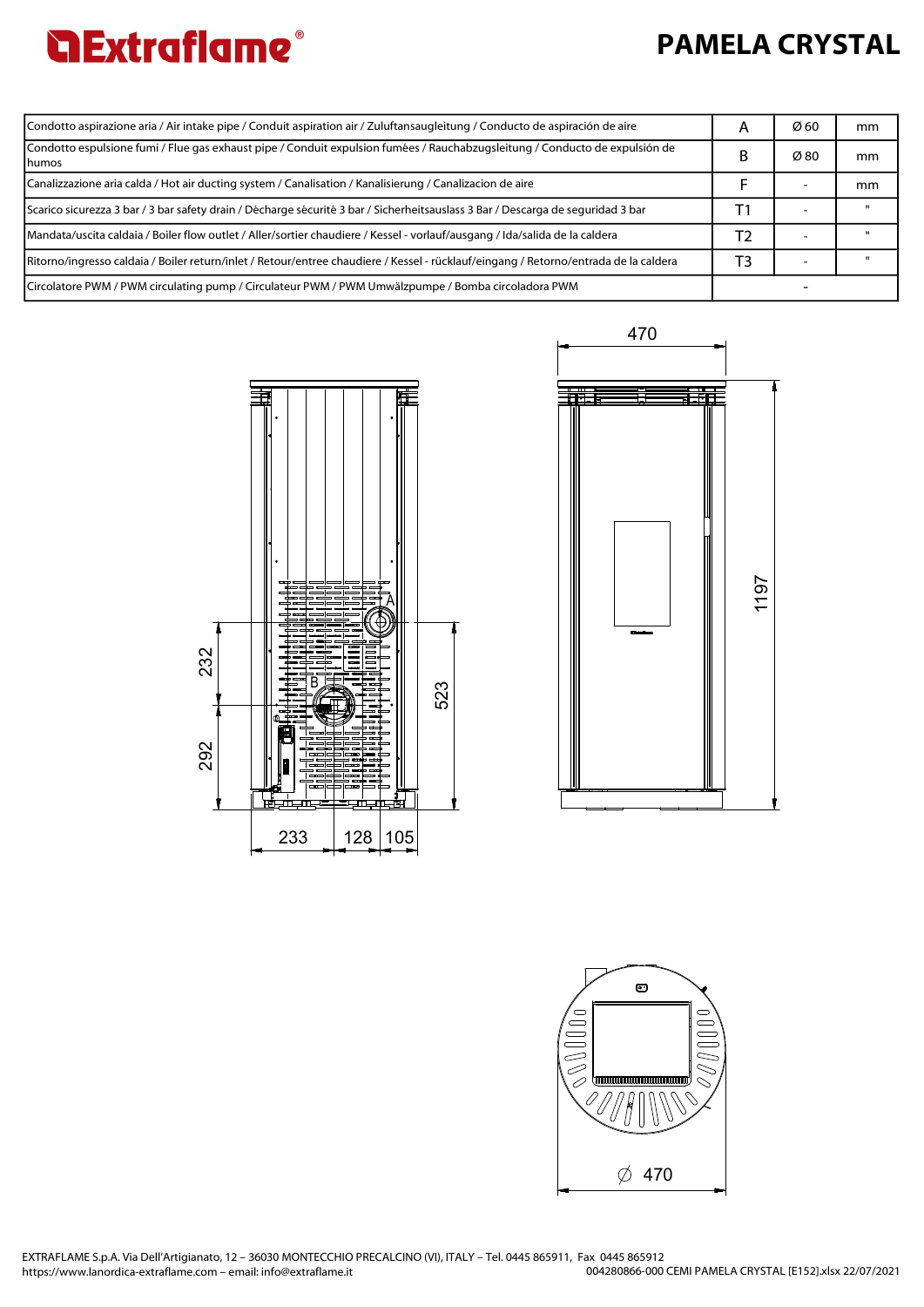# PAMELA CRYSTAL

| | | | |
|---|---|---|---|
| Condotto aspirazione aria / Air intake pipe / Conduit aspiration air / Zuluftansaugleitung / Conducto de aspiración de aire | A | Ø 60 | mm |
| Condotto espulsione fumi / Flue gas exhaust pipe / Conduit expulsion fumées / Rauchabzugsleitung / Conducto de expulsión de humos | B | Ø 80 | mm |
| Canalizzazione aria calda / Hot air ducting system / Canalisation / Kanalisierung / Canalizacion de aire | F | - | mm |
| Scarico sicurezza 3 bar / 3 bar safety drain / Décharge sécurité 3 bar / Sicherheitsauslass 3 Bar / Descarga de seguridad 3 bar | T1 | - | " |
| Mandata/uscita caldaia / Boiler flow outlet / Aller/sortier chaudiere / Kessel - vorlauf/ausgang / Ida/salida de la caldera | T2 | - | " |
| Ritorno/ingresso caldaia / Boiler return/inlet / Retour/entree chaudiere / Kessel - rücklauf/eingang / Retorno/entrada de la caldera | T3 | - | " |
| Circolatore PWM / PWM circulating pump / Circulateur PWM / PWM Umwälzpumpe / Bomba circoladora PWM | - | | |

A

B

232

292

523

233

128

105

470

1197

Ø 470

EXTRAFLAME S.p.A. Via Dell'Artigianato, 12 – 36030 MONTECCHIO PRECALCINO (VI), ITALY – Tel. 0445 865911, Fax 0445 865912
https://www.lanordica-extraflame.com – email: info@extraflame.it

004280866-000 CEMI PAMELA CRYSTAL [E152].xlsx 22/07/2021